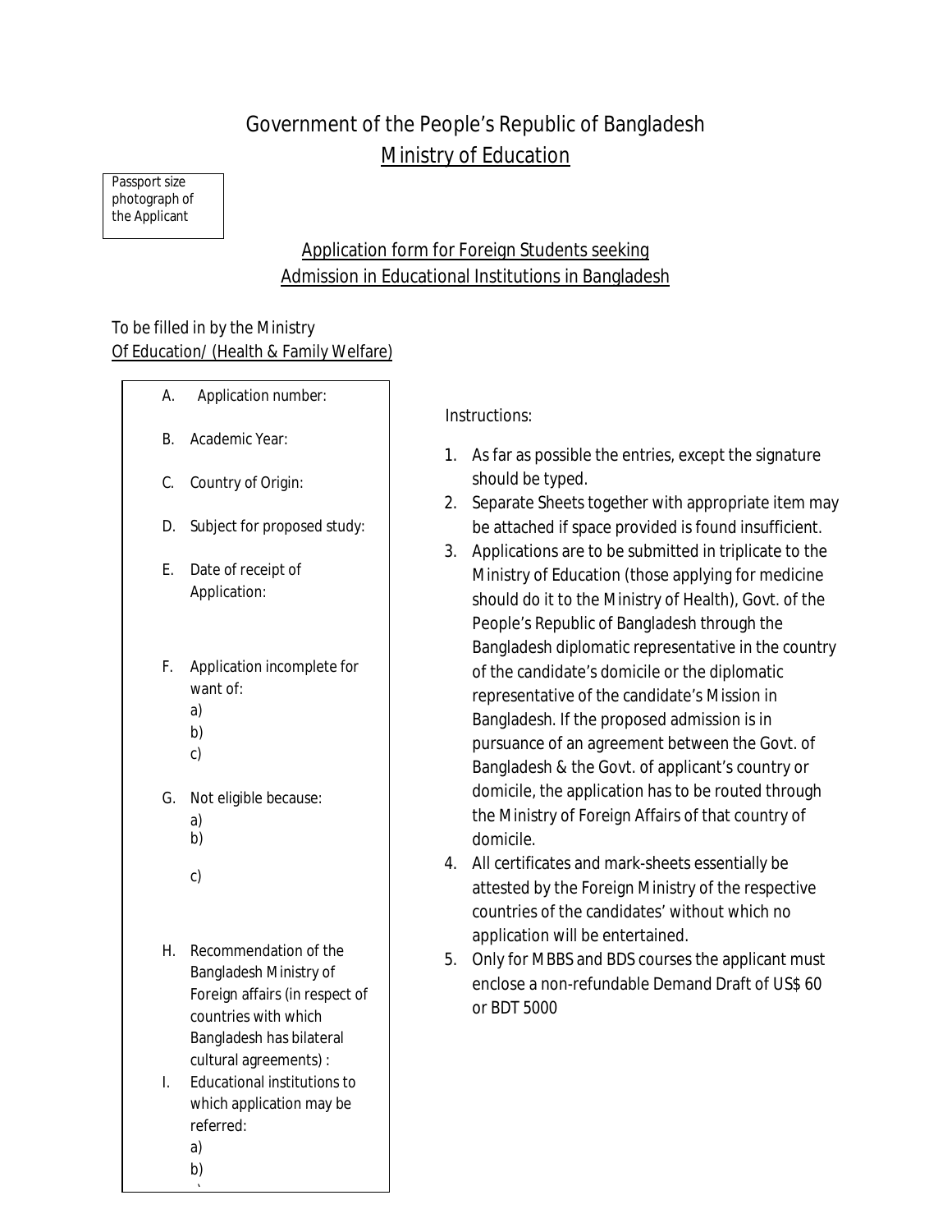# Government of the People's Republic of Bangladesh

## Ministry of Education

Passport size photograph of the Applicant

### Application form for Foreign Students seeking Admission in Educational Institutions in Bangladesh

To be filled in by the Ministry Of Education/ (Health & Family Welfare)

A. Application number:

B. Academic Year:

C. Country of Origin:

D. Subject for proposed study:

E. Date of receipt of Application:

F. Application incomplete for want of:
   a)
   b)
   c)

G. Not eligible because:
   a)
   b)
   c)

H. Recommendation of the Bangladesh Ministry of Foreign affairs (in respect of countries with which Bangladesh has bilateral cultural agreements) :

I. Educational institutions to which application may be referred:
   a)
   b)

Instructions:

1. As far as possible the entries, except the signature should be typed.
2. Separate Sheets together with appropriate item may be attached if space provided is found insufficient.
3. Applications are to be submitted in triplicate to the Ministry of Education (those applying for medicine should do it to the Ministry of Health), Govt. of the People's Republic of Bangladesh through the Bangladesh diplomatic representative in the country of the candidate's domicile or the diplomatic representative of the candidate's Mission in Bangladesh. If the proposed admission is in pursuance of an agreement between the Govt. of Bangladesh & the Govt. of applicant's country or domicile, the application has to be routed through the Ministry of Foreign Affairs of that country of domicile.
4. All certificates and mark-sheets essentially be attested by the Foreign Ministry of the respective countries of the candidates' without which no application will be entertained.
5. Only for MBBS and BDS courses the applicant must enclose a non-refundable Demand Draft of US$ 60 or BDT 5000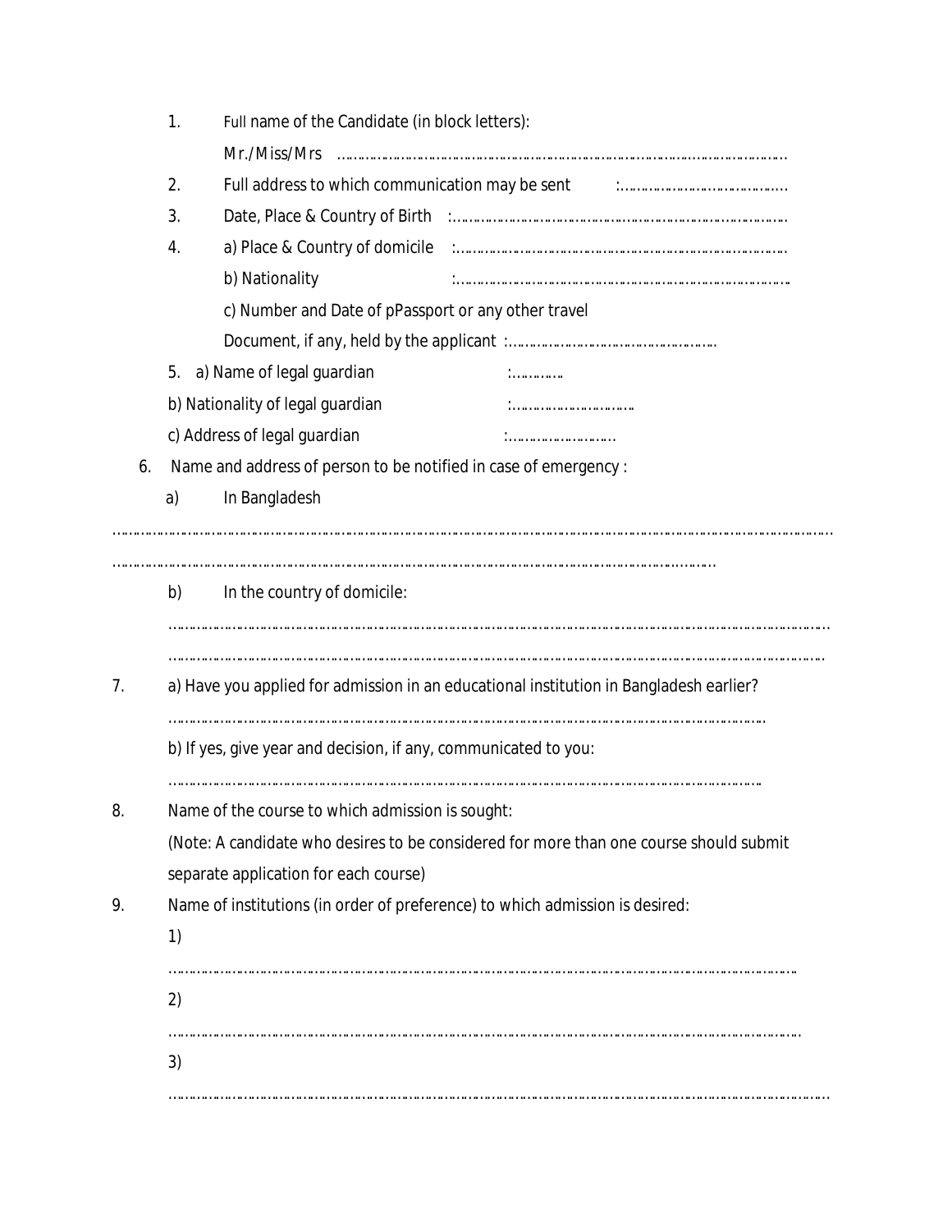1. Full name of the Candidate (in block letters):

   Mr./Miss/Mrs ……………………………………………………………………………………………………

2. Full address to which communication may be sent :……………………………………

3. Date, Place & Country of Birth :…………………………………………………………………………

4. a) Place & Country of domicile :…………………………………………………………………………

   b) Nationality :…………………………………………………………………………

   c) Number and Date of pPassport or any other travel

   Document, if any, held by the applicant :………………………………………………

5. a) Name of legal guardian :…………

   b) Nationality of legal guardian :…………………………

   c) Address of legal guardian :………………………

6. Name and address of person to be notified in case of emergency :

   a) In Bangladesh

……………………………………………………………………………………………………………………………………………………

…………………………………………………………………………………………………………………………………

   b) In the country of domicile:

   ………………………………………………………………………………………………………………………………………………

   ………………………………………………………………………………………………………………………………………………

7. a) Have you applied for admission in an educational institution in Bangladesh earlier?

   …………………………………………………………………………………………………………………………………

   b) If yes, give year and decision, if any, communicated to you:

   …………………………………………………………………………………………………………………………………

8. Name of the course to which admission is sought:

   (Note: A candidate who desires to be considered for more than one course should submit separate application for each course)

9. Name of institutions (in order of preference) to which admission is desired:

   1)

   ……………………………………………………………………………………………………………………………………

   2)

   ……………………………………………………………………………………………………………………………………

   3)

   ………………………………………………………………………………………………………………………………………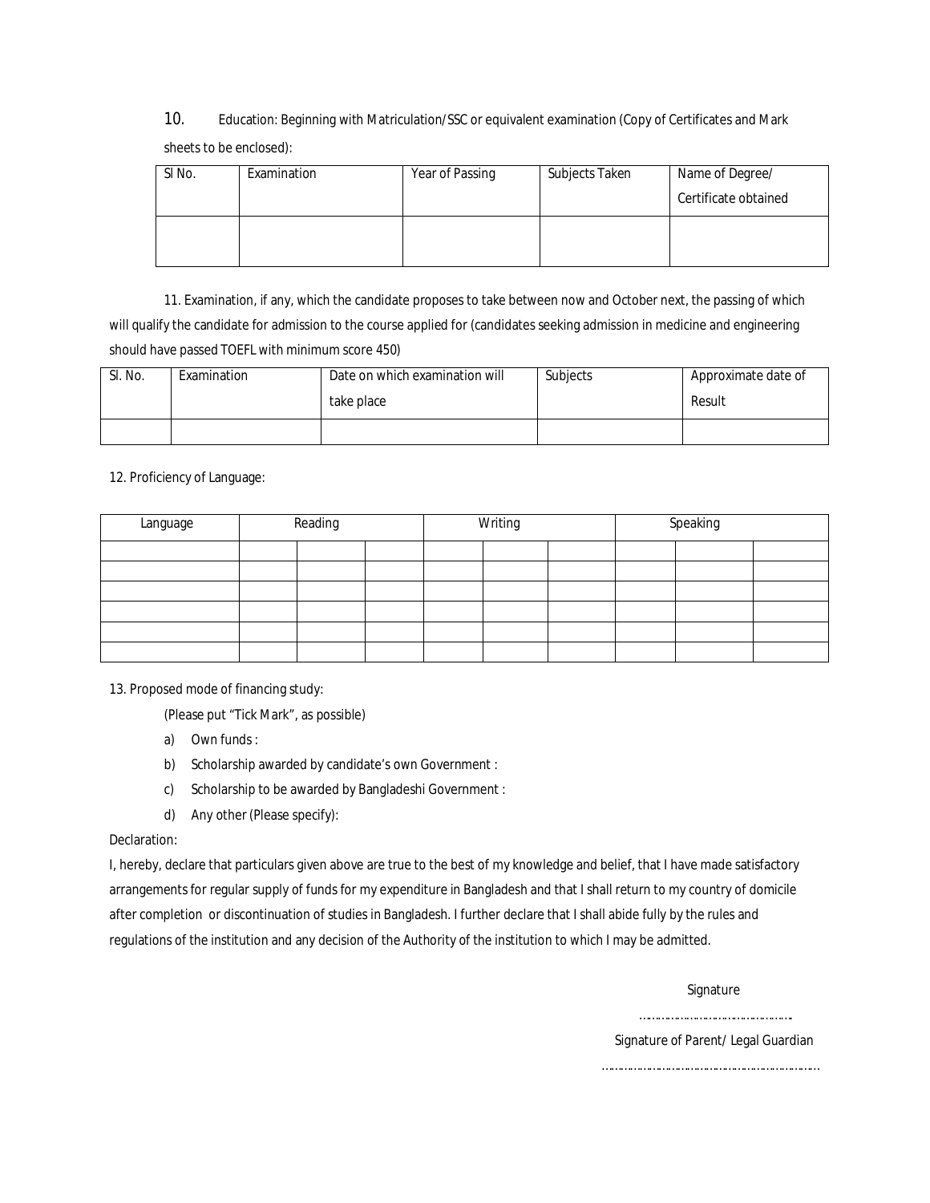10. Education: Beginning with Matriculation/SSC or equivalent examination (Copy of Certificates and Mark sheets to be enclosed):

| Sl No. | Examination | Year of Passing | Subjects Taken | Name of Degree/ Certificate obtained |
|---|---|---|---|---|
| | | | | |

11. Examination, if any, which the candidate proposes to take between now and October next, the passing of which will qualify the candidate for admission to the course applied for (candidates seeking admission in medicine and engineering should have passed TOEFL with minimum score 450)

| Sl. No. | Examination | Date on which examination will take place | Subjects | Approximate date of Result |
|---|---|---|---|---|
| | | | | |

12. Proficiency of Language:

| Language | Reading | | | Writing | | | Speaking | | |
|---|---|---|---|---|---|---|---|---|---|
| | | | | | | | | | |
| | | | | | | | | | |
| | | | | | | | | | |
| | | | | | | | | | |
| | | | | | | | | | |
| | | | | | | | | | |

13. Proposed mode of financing study:

(Please put "Tick Mark", as possible)

a) Own funds :

b) Scholarship awarded by candidate's own Government :

c) Scholarship to be awarded by Bangladeshi Government :

d) Any other (Please specify):

Declaration:

I, hereby, declare that particulars given above are true to the best of my knowledge and belief, that I have made satisfactory arrangements for regular supply of funds for my expenditure in Bangladesh and that I shall return to my country of domicile after completion or discontinuation of studies in Bangladesh. I further declare that I shall abide fully by the rules and regulations of the institution and any decision of the Authority of the institution to which I may be admitted.

Signature

………………………………………

Signature of Parent/ Legal Guardian

……………………………………………………